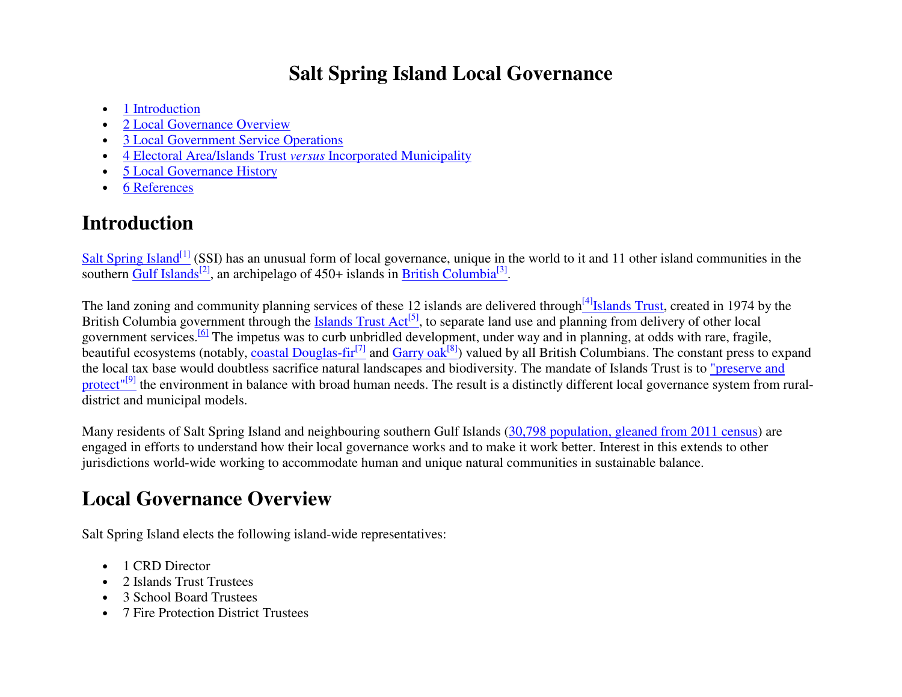# Salt Spring Island Local Governance

- 1 Introduction
- 2 Local Governance Overview
- 3 Local Government Service Operations
- 4 Electoral Area/Islands Trust *versus* Incorporated Municipality
- 5 Local Governance History
- 6 References

## Introduction

Salt Spring Island[1] (SSI) has an unusual form of local governance, unique in the world to it and 11 other island communities in the southern Gulf Islands[2], an archipelago of 450+ islands in British Columbia[3].

The land zoning and community planning services of these 12 islands are delivered through[4]Islands Trust, created in 1974 by the British Columbia government through the Islands Trust Act[5], to separate land use and planning from delivery of other local government services.[6] The impetus was to curb unbridled development, under way and in planning, at odds with rare, fragile, beautiful ecosystems (notably, coastal Douglas-fir[7] and Garry oak[8]) valued by all British Columbians. The constant press to expand the local tax base would doubtless sacrifice natural landscapes and biodiversity. The mandate of Islands Trust is to "preserve and protect"[9] the environment in balance with broad human needs. The result is a distinctly different local governance system from rural-district and municipal models.

Many residents of Salt Spring Island and neighbouring southern Gulf Islands (30,798 population, gleaned from 2011 census) are engaged in efforts to understand how their local governance works and to make it work better. Interest in this extends to other jurisdictions world-wide working to accommodate human and unique natural communities in sustainable balance.

## Local Governance Overview

Salt Spring Island elects the following island-wide representatives:

- 1 CRD Director
- 2 Islands Trust Trustees
- 3 School Board Trustees
- 7 Fire Protection District Trustees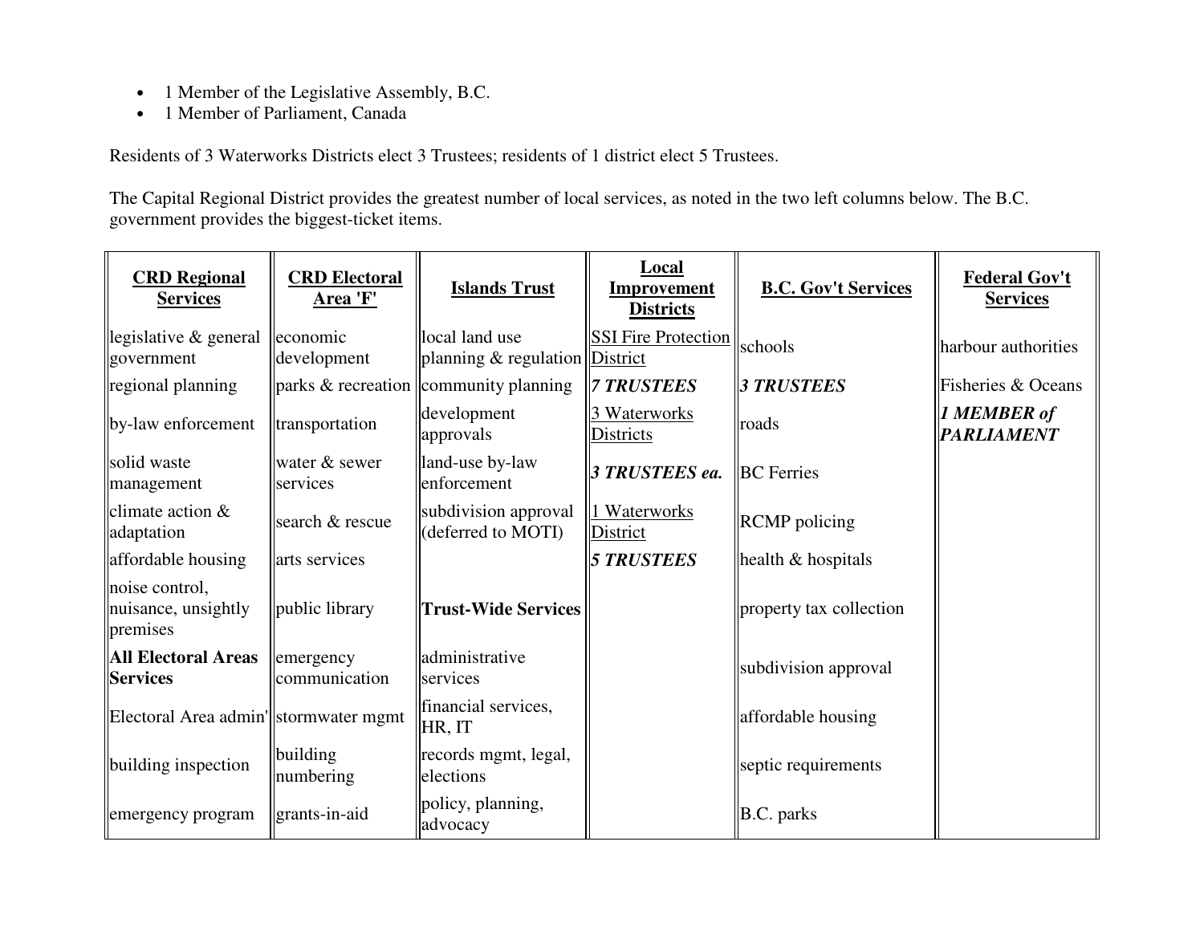- 1 Member of the Legislative Assembly, B.C.
- 1 Member of Parliament, Canada

Residents of 3 Waterworks Districts elect 3 Trustees; residents of 1 district elect 5 Trustees.

The Capital Regional District provides the greatest number of local services, as noted in the two left columns below. The B.C. government provides the biggest-ticket items.

| **CRD Regional Services** | **CRD Electoral Area 'F'** | **Islands Trust** | **Local Improvement Districts** | **B.C. Gov't Services** | **Federal Gov't Services** |
|---|---|---|---|---|---|
| legislative & general government | economic development | local land use planning & regulation | SSI Fire Protection District | schools | harbour authorities |
| regional planning | parks & recreation | community planning | ***7 TRUSTEES*** | ***3 TRUSTEES*** | Fisheries & Oceans |
| by-law enforcement | transportation | development approvals | 3 Waterworks Districts | roads | ***1 MEMBER of PARLIAMENT*** |
| solid waste management | water & sewer services | land-use by-law enforcement | ***3 TRUSTEES ea.*** | BC Ferries | |
| climate action & adaptation | search & rescue | subdivision approval (deferred to MOTI) | 1 Waterworks District | RCMP policing | |
| affordable housing | arts services | | ***5 TRUSTEES*** | health & hospitals | |
| noise control, nuisance, unsightly premises | public library | **Trust-Wide Services** | | property tax collection | |
| **All Electoral Areas Services** | emergency communication | administrative services | | subdivision approval | |
| Electoral Area admin' | stormwater mgmt | financial services, HR, IT | | affordable housing | |
| building inspection | building numbering | records mgmt, legal, elections | | septic requirements | |
| emergency program | grants-in-aid | policy, planning, advocacy | | B.C. parks | |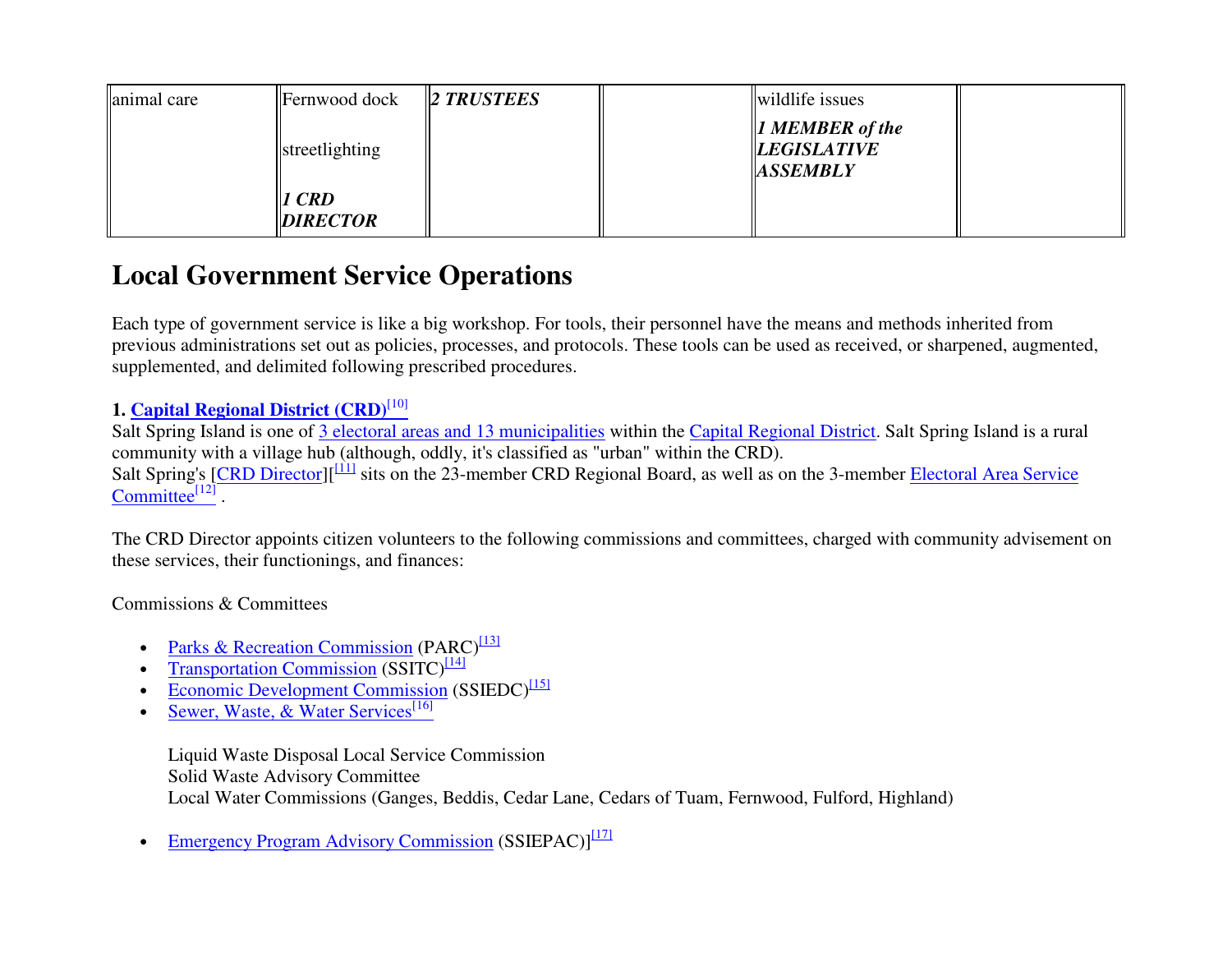| | | | | | |
|---|---|---|---|---|---|
| animal care | Fernwood dock<br><br>streetlighting<br><br>***1 CRD DIRECTOR*** | ***2 TRUSTEES*** | | wildlife issues<br><br>***1 MEMBER of the LEGISLATIVE ASSEMBLY*** | |

## Local Government Service Operations

Each type of government service is like a big workshop. For tools, their personnel have the means and methods inherited from previous administrations set out as policies, processes, and protocols. These tools can be used as received, or sharpened, augmented, supplemented, and delimited following prescribed procedures.

**1. Capital Regional District (CRD)**[10]

Salt Spring Island is one of 3 electoral areas and 13 municipalities within the Capital Regional District. Salt Spring Island is a rural community with a village hub (although, oddly, it's classified as "urban" within the CRD).
Salt Spring's [CRD Director][[11] sits on the 23-member CRD Regional Board, as well as on the 3-member Electoral Area Service Committee[12] .

The CRD Director appoints citizen volunteers to the following commissions and committees, charged with community advisement on these services, their functionings, and finances:

Commissions & Committees

- Parks & Recreation Commission (PARC)[13]
- Transportation Commission (SSITC)[14]
- Economic Development Commission (SSIEDC)[15]
- Sewer, Waste, & Water Services[16]

  Liquid Waste Disposal Local Service Commission
  Solid Waste Advisory Committee
  Local Water Commissions (Ganges, Beddis, Cedar Lane, Cedars of Tuam, Fernwood, Fulford, Highland)

- Emergency Program Advisory Commission (SSIEPAC)][17]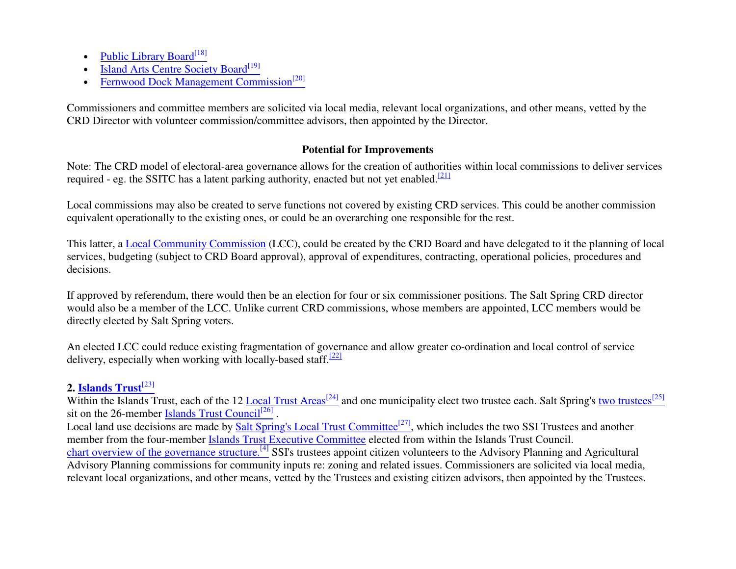- Public Library Board[18]
- Island Arts Centre Society Board[19]
- Fernwood Dock Management Commission[20]

Commissioners and committee members are solicited via local media, relevant local organizations, and other means, vetted by the CRD Director with volunteer commission/committee advisors, then appointed by the Director.

### Potential for Improvements

Note: The CRD model of electoral-area governance allows for the creation of authorities within local commissions to deliver services required - eg. the SSITC has a latent parking authority, enacted but not yet enabled.[21]

Local commissions may also be created to serve functions not covered by existing CRD services. This could be another commission equivalent operationally to the existing ones, or could be an overarching one responsible for the rest.

This latter, a Local Community Commission (LCC), could be created by the CRD Board and have delegated to it the planning of local services, budgeting (subject to CRD Board approval), approval of expenditures, contracting, operational policies, procedures and decisions.

If approved by referendum, there would then be an election for four or six commissioner positions. The Salt Spring CRD director would also be a member of the LCC. Unlike current CRD commissions, whose members are appointed, LCC members would be directly elected by Salt Spring voters.

An elected LCC could reduce existing fragmentation of governance and allow greater co-ordination and local control of service delivery, especially when working with locally-based staff.[22]

**2. Islands Trust[23]**

Within the Islands Trust, each of the 12 Local Trust Areas[24] and one municipality elect two trustee each. Salt Spring's two trustees[25] sit on the 26-member Islands Trust Council[26] .
Local land use decisions are made by Salt Spring's Local Trust Committee[27], which includes the two SSI Trustees and another member from the four-member Islands Trust Executive Committee elected from within the Islands Trust Council.
chart overview of the governance structure.[4] SSI's trustees appoint citizen volunteers to the Advisory Planning and Agricultural Advisory Planning commissions for community inputs re: zoning and related issues. Commissioners are solicited via local media, relevant local organizations, and other means, vetted by the Trustees and existing citizen advisors, then appointed by the Trustees.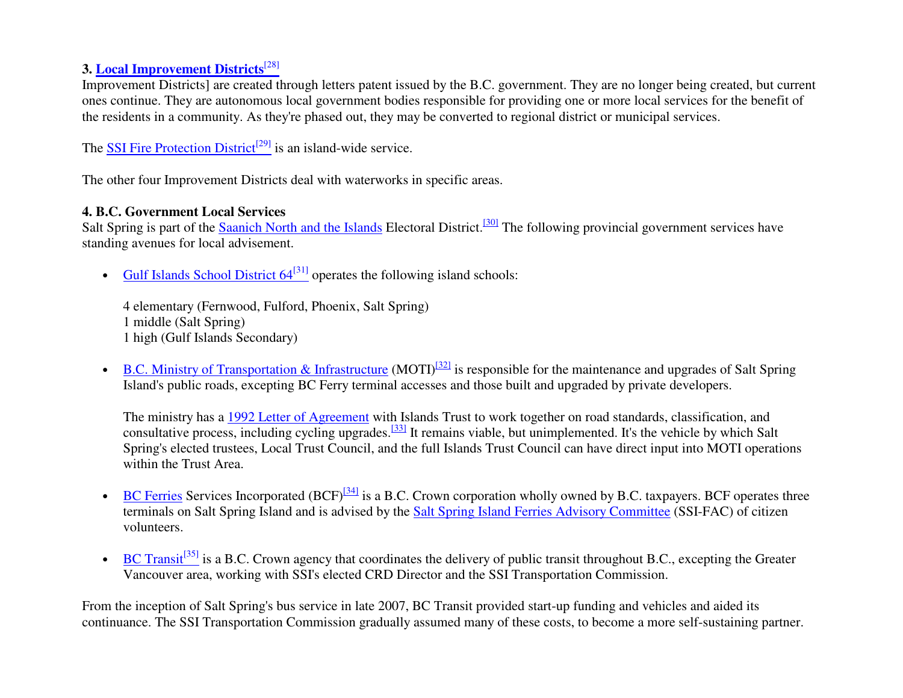### 3. Local Improvement Districts[28]

Improvement Districts] are created through letters patent issued by the B.C. government. They are no longer being created, but current ones continue. They are autonomous local government bodies responsible for providing one or more local services for the benefit of the residents in a community. As they're phased out, they may be converted to regional district or municipal services.

The SSI Fire Protection District[29] is an island-wide service.

The other four Improvement Districts deal with waterworks in specific areas.

### 4. B.C. Government Local Services

Salt Spring is part of the Saanich North and the Islands Electoral District.[30] The following provincial government services have standing avenues for local advisement.

- Gulf Islands School District 64[31] operates the following island schools:

  4 elementary (Fernwood, Fulford, Phoenix, Salt Spring)
  1 middle (Salt Spring)
  1 high (Gulf Islands Secondary)

- B.C. Ministry of Transportation & Infrastructure (MOTI)[32] is responsible for the maintenance and upgrades of Salt Spring Island's public roads, excepting BC Ferry terminal accesses and those built and upgraded by private developers.

  The ministry has a 1992 Letter of Agreement with Islands Trust to work together on road standards, classification, and consultative process, including cycling upgrades.[33] It remains viable, but unimplemented. It's the vehicle by which Salt Spring's elected trustees, Local Trust Council, and the full Islands Trust Council can have direct input into MOTI operations within the Trust Area.

- BC Ferries Services Incorporated (BCF)[34] is a B.C. Crown corporation wholly owned by B.C. taxpayers. BCF operates three terminals on Salt Spring Island and is advised by the Salt Spring Island Ferries Advisory Committee (SSI-FAC) of citizen volunteers.

- BC Transit[35] is a B.C. Crown agency that coordinates the delivery of public transit throughout B.C., excepting the Greater Vancouver area, working with SSI's elected CRD Director and the SSI Transportation Commission.

From the inception of Salt Spring's bus service in late 2007, BC Transit provided start-up funding and vehicles and aided its continuance. The SSI Transportation Commission gradually assumed many of these costs, to become a more self-sustaining partner.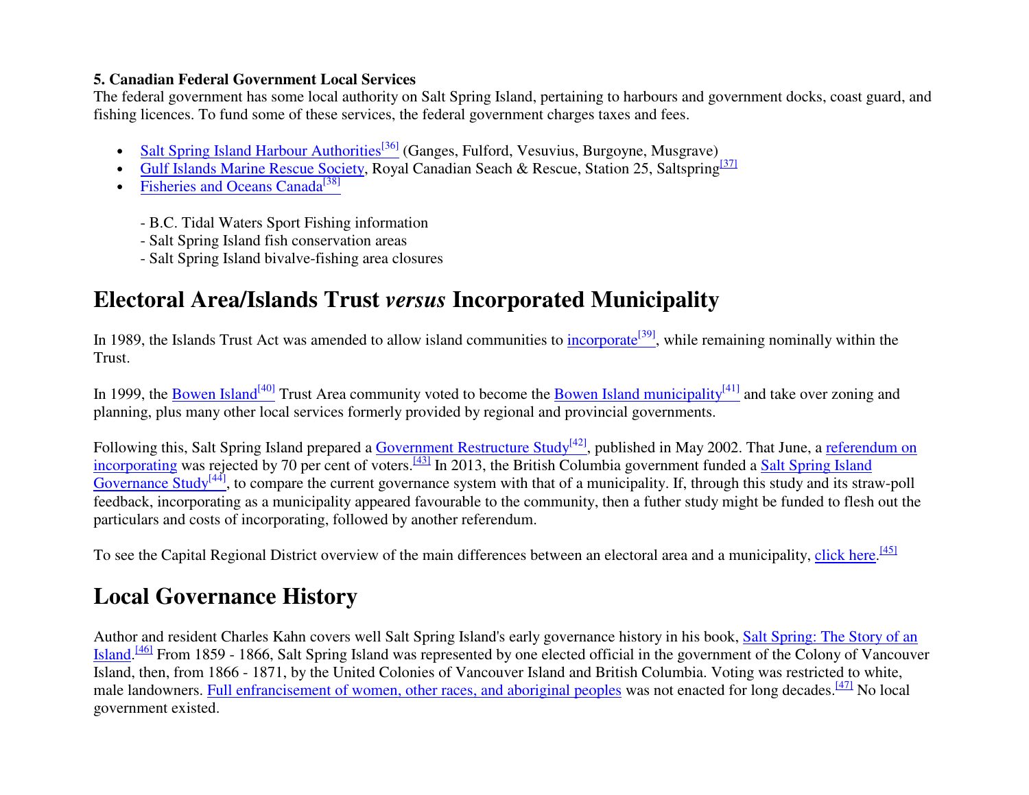**5. Canadian Federal Government Local Services**
The federal government has some local authority on Salt Spring Island, pertaining to harbours and government docks, coast guard, and fishing licences. To fund some of these services, the federal government charges taxes and fees.

- Salt Spring Island Harbour Authorities[36] (Ganges, Fulford, Vesuvius, Burgoyne, Musgrave)
- Gulf Islands Marine Rescue Society, Royal Canadian Seach & Rescue, Station 25, Saltspring[37]
- Fisheries and Oceans Canada[38]

  - B.C. Tidal Waters Sport Fishing information
  - Salt Spring Island fish conservation areas
  - Salt Spring Island bivalve-fishing area closures

# Electoral Area/Islands Trust *versus* Incorporated Municipality

In 1989, the Islands Trust Act was amended to allow island communities to incorporate[39], while remaining nominally within the Trust.

In 1999, the Bowen Island[40] Trust Area community voted to become the Bowen Island municipality[41] and take over zoning and planning, plus many other local services formerly provided by regional and provincial governments.

Following this, Salt Spring Island prepared a Government Restructure Study[42], published in May 2002. That June, a referendum on incorporating was rejected by 70 per cent of voters.[43] In 2013, the British Columbia government funded a Salt Spring Island Governance Study[44], to compare the current governance system with that of a municipality. If, through this study and its straw-poll feedback, incorporating as a municipality appeared favourable to the community, then a futher study might be funded to flesh out the particulars and costs of incorporating, followed by another referendum.

To see the Capital Regional District overview of the main differences between an electoral area and a municipality, click here.[45]

# Local Governance History

Author and resident Charles Kahn covers well Salt Spring Island's early governance history in his book, Salt Spring: The Story of an Island.[46] From 1859 - 1866, Salt Spring Island was represented by one elected official in the government of the Colony of Vancouver Island, then, from 1866 - 1871, by the United Colonies of Vancouver Island and British Columbia. Voting was restricted to white, male landowners. Full enfrancisement of women, other races, and aboriginal peoples was not enacted for long decades.[47] No local government existed.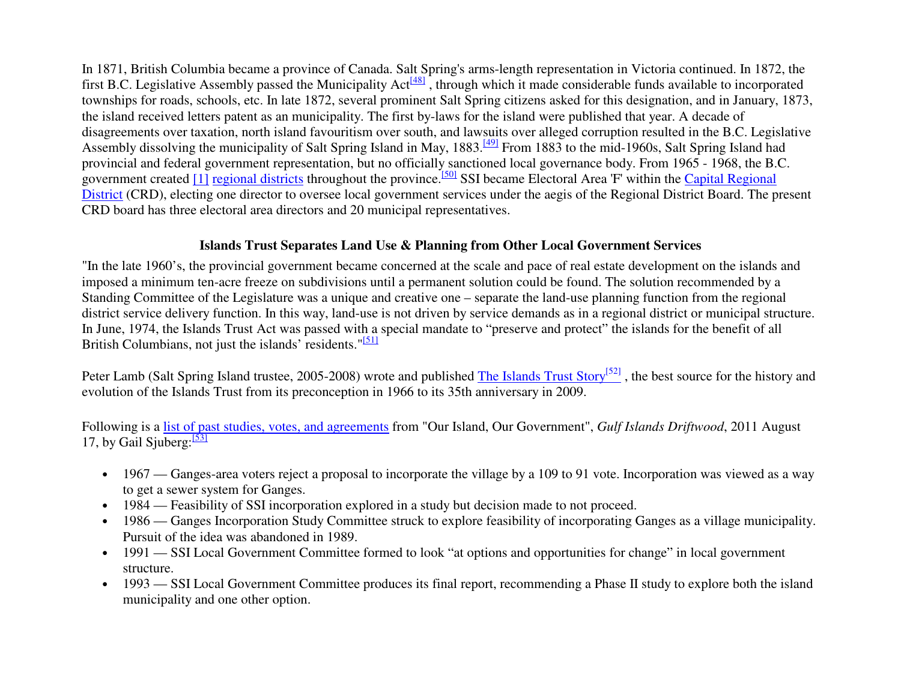In 1871, British Columbia became a province of Canada. Salt Spring's arms-length representation in Victoria continued. In 1872, the first B.C. Legislative Assembly passed the Municipality Act[48] , through which it made considerable funds available to incorporated townships for roads, schools, etc. In late 1872, several prominent Salt Spring citizens asked for this designation, and in January, 1873, the island received letters patent as an municipality. The first by-laws for the island were published that year. A decade of disagreements over taxation, north island favouritism over south, and lawsuits over alleged corruption resulted in the B.C. Legislative Assembly dissolving the municipality of Salt Spring Island in May, 1883.[49] From 1883 to the mid-1960s, Salt Spring Island had provincial and federal government representation, but no officially sanctioned local governance body. From 1965 - 1968, the B.C. government created [1] regional districts throughout the province.[50] SSI became Electoral Area 'F' within the Capital Regional District (CRD), electing one director to oversee local government services under the aegis of the Regional District Board. The present CRD board has three electoral area directors and 20 municipal representatives.

### Islands Trust Separates Land Use & Planning from Other Local Government Services

"In the late 1960's, the provincial government became concerned at the scale and pace of real estate development on the islands and imposed a minimum ten-acre freeze on subdivisions until a permanent solution could be found. The solution recommended by a Standing Committee of the Legislature was a unique and creative one – separate the land-use planning function from the regional district service delivery function. In this way, land-use is not driven by service demands as in a regional district or municipal structure. In June, 1974, the Islands Trust Act was passed with a special mandate to "preserve and protect" the islands for the benefit of all British Columbians, not just the islands' residents."[51]

Peter Lamb (Salt Spring Island trustee, 2005-2008) wrote and published The Islands Trust Story[52] , the best source for the history and evolution of the Islands Trust from its preconception in 1966 to its 35th anniversary in 2009.

Following is a list of past studies, votes, and agreements from "Our Island, Our Government", *Gulf Islands Driftwood*, 2011 August 17, by Gail Sjuberg:[53]

- 1967 — Ganges-area voters reject a proposal to incorporate the village by a 109 to 91 vote. Incorporation was viewed as a way to get a sewer system for Ganges.
- 1984 — Feasibility of SSI incorporation explored in a study but decision made to not proceed.
- 1986 — Ganges Incorporation Study Committee struck to explore feasibility of incorporating Ganges as a village municipality. Pursuit of the idea was abandoned in 1989.
- 1991 — SSI Local Government Committee formed to look "at options and opportunities for change" in local government structure.
- 1993 — SSI Local Government Committee produces its final report, recommending a Phase II study to explore both the island municipality and one other option.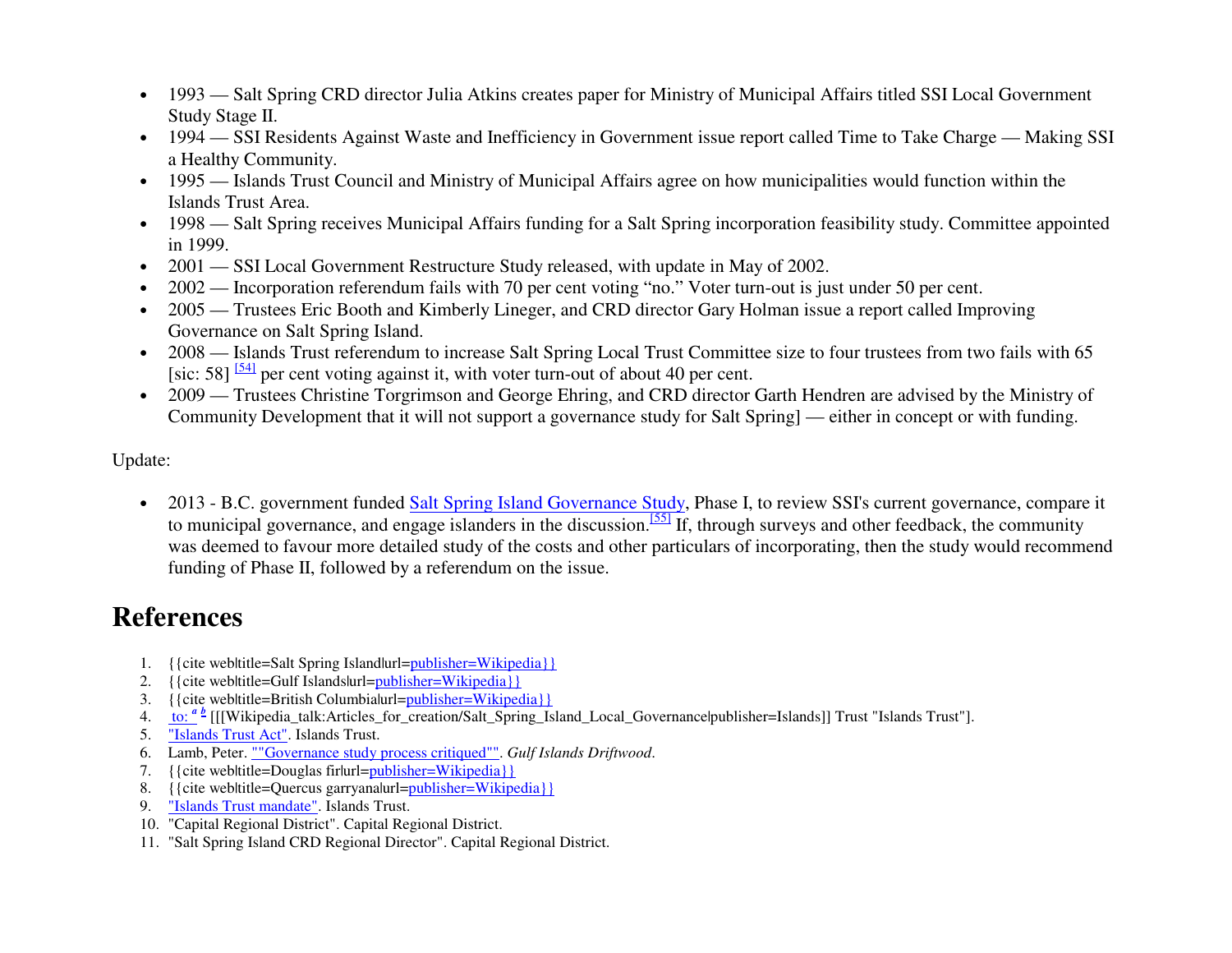- 1993 — Salt Spring CRD director Julia Atkins creates paper for Ministry of Municipal Affairs titled SSI Local Government Study Stage II.
- 1994 — SSI Residents Against Waste and Inefficiency in Government issue report called Time to Take Charge — Making SSI a Healthy Community.
- 1995 — Islands Trust Council and Ministry of Municipal Affairs agree on how municipalities would function within the Islands Trust Area.
- 1998 — Salt Spring receives Municipal Affairs funding for a Salt Spring incorporation feasibility study. Committee appointed in 1999.
- 2001 — SSI Local Government Restructure Study released, with update in May of 2002.
- 2002 — Incorporation referendum fails with 70 per cent voting "no." Voter turn-out is just under 50 per cent.
- 2005 — Trustees Eric Booth and Kimberly Lineger, and CRD director Gary Holman issue a report called Improving Governance on Salt Spring Island.
- 2008 — Islands Trust referendum to increase Salt Spring Local Trust Committee size to four trustees from two fails with 65 [sic: 58] [54] per cent voting against it, with voter turn-out of about 40 per cent.
- 2009 — Trustees Christine Torgrimson and George Ehring, and CRD director Garth Hendren are advised by the Ministry of Community Development that it will not support a governance study for Salt Spring] — either in concept or with funding.

Update:

- 2013 - B.C. government funded Salt Spring Island Governance Study, Phase I, to review SSI's current governance, compare it to municipal governance, and engage islanders in the discussion.[55] If, through surveys and other feedback, the community was deemed to favour more detailed study of the costs and other particulars of incorporating, then the study would recommend funding of Phase II, followed by a referendum on the issue.

## References

1. {{cite web|title=Salt Spring Island|url=publisher=Wikipedia}}
2. {{cite web|title=Gulf Islands|url=publisher=Wikipedia}}
3. {{cite web|title=British Columbia|url=publisher=Wikipedia}}
4. to: a b [[[Wikipedia_talk:Articles_for_creation/Salt_Spring_Island_Local_Governance|publisher=Islands]] Trust "Islands Trust"].
5. "Islands Trust Act". Islands Trust.
6. Lamb, Peter. ""Governance study process critiqued"". *Gulf Islands Driftwood*.
7. {{cite web|title=Douglas fir|url=publisher=Wikipedia}}
8. {{cite web|title=Quercus garryana|url=publisher=Wikipedia}}
9. "Islands Trust mandate". Islands Trust.
10. "Capital Regional District". Capital Regional District.
11. "Salt Spring Island CRD Regional Director". Capital Regional District.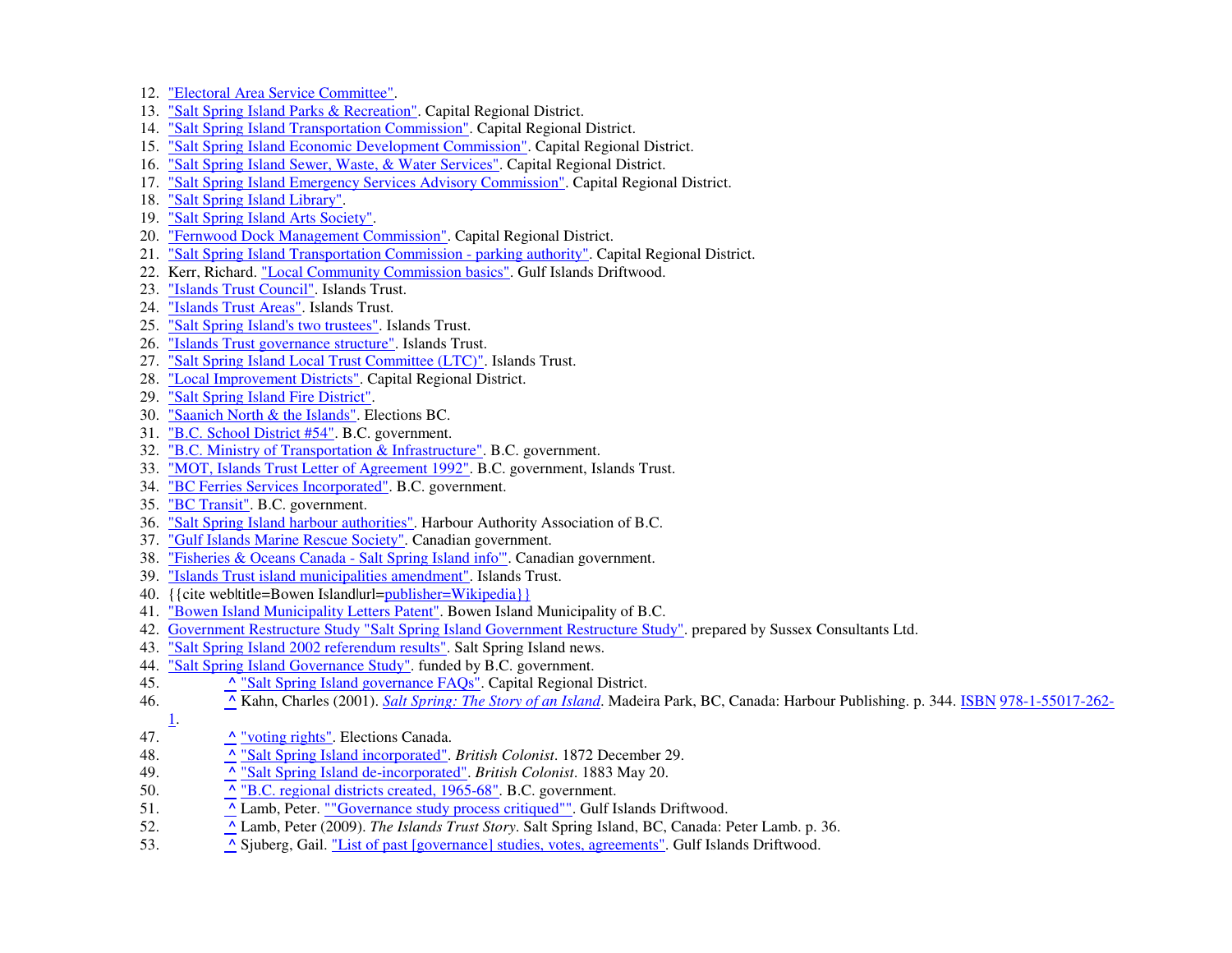12. "Electoral Area Service Committee".
13. "Salt Spring Island Parks & Recreation". Capital Regional District.
14. "Salt Spring Island Transportation Commission". Capital Regional District.
15. "Salt Spring Island Economic Development Commission". Capital Regional District.
16. "Salt Spring Island Sewer, Waste, & Water Services". Capital Regional District.
17. "Salt Spring Island Emergency Services Advisory Commission". Capital Regional District.
18. "Salt Spring Island Library".
19. "Salt Spring Island Arts Society".
20. "Fernwood Dock Management Commission". Capital Regional District.
21. "Salt Spring Island Transportation Commission - parking authority". Capital Regional District.
22. Kerr, Richard. "Local Community Commission basics". Gulf Islands Driftwood.
23. "Islands Trust Council". Islands Trust.
24. "Islands Trust Areas". Islands Trust.
25. "Salt Spring Island's two trustees". Islands Trust.
26. "Islands Trust governance structure". Islands Trust.
27. "Salt Spring Island Local Trust Committee (LTC)". Islands Trust.
28. "Local Improvement Districts". Capital Regional District.
29. "Salt Spring Island Fire District".
30. "Saanich North & the Islands". Elections BC.
31. "B.C. School District #54". B.C. government.
32. "B.C. Ministry of Transportation & Infrastructure". B.C. government.
33. "MOT, Islands Trust Letter of Agreement 1992". B.C. government, Islands Trust.
34. "BC Ferries Services Incorporated". B.C. government.
35. "BC Transit". B.C. government.
36. "Salt Spring Island harbour authorities". Harbour Authority Association of B.C.
37. "Gulf Islands Marine Rescue Society". Canadian government.
38. "Fisheries & Oceans Canada - Salt Spring Island info'". Canadian government.
39. "Islands Trust island municipalities amendment". Islands Trust.
40. {{cite web|title=Bowen Island|url=publisher=Wikipedia}}
41. "Bowen Island Municipality Letters Patent". Bowen Island Municipality of B.C.
42. Government Restructure Study "Salt Spring Island Government Restructure Study". prepared by Sussex Consultants Ltd.
43. "Salt Spring Island 2002 referendum results". Salt Spring Island news.
44. "Salt Spring Island Governance Study". funded by B.C. government.
45. ^ "Salt Spring Island governance FAQs". Capital Regional District.
46. ^ Kahn, Charles (2001). *Salt Spring: The Story of an Island*. Madeira Park, BC, Canada: Harbour Publishing. p. 344. ISBN 978-1-55017-262-1.
47. ^ "voting rights". Elections Canada.
48. ^ "Salt Spring Island incorporated". *British Colonist*. 1872 December 29.
49. ^ "Salt Spring Island de-incorporated". *British Colonist*. 1883 May 20.
50. ^ "B.C. regional districts created, 1965-68". B.C. government.
51. ^ Lamb, Peter. ""Governance study process critiqued"". Gulf Islands Driftwood.
52. ^ Lamb, Peter (2009). *The Islands Trust Story*. Salt Spring Island, BC, Canada: Peter Lamb. p. 36.
53. ^ Sjuberg, Gail. "List of past [governance] studies, votes, agreements". Gulf Islands Driftwood.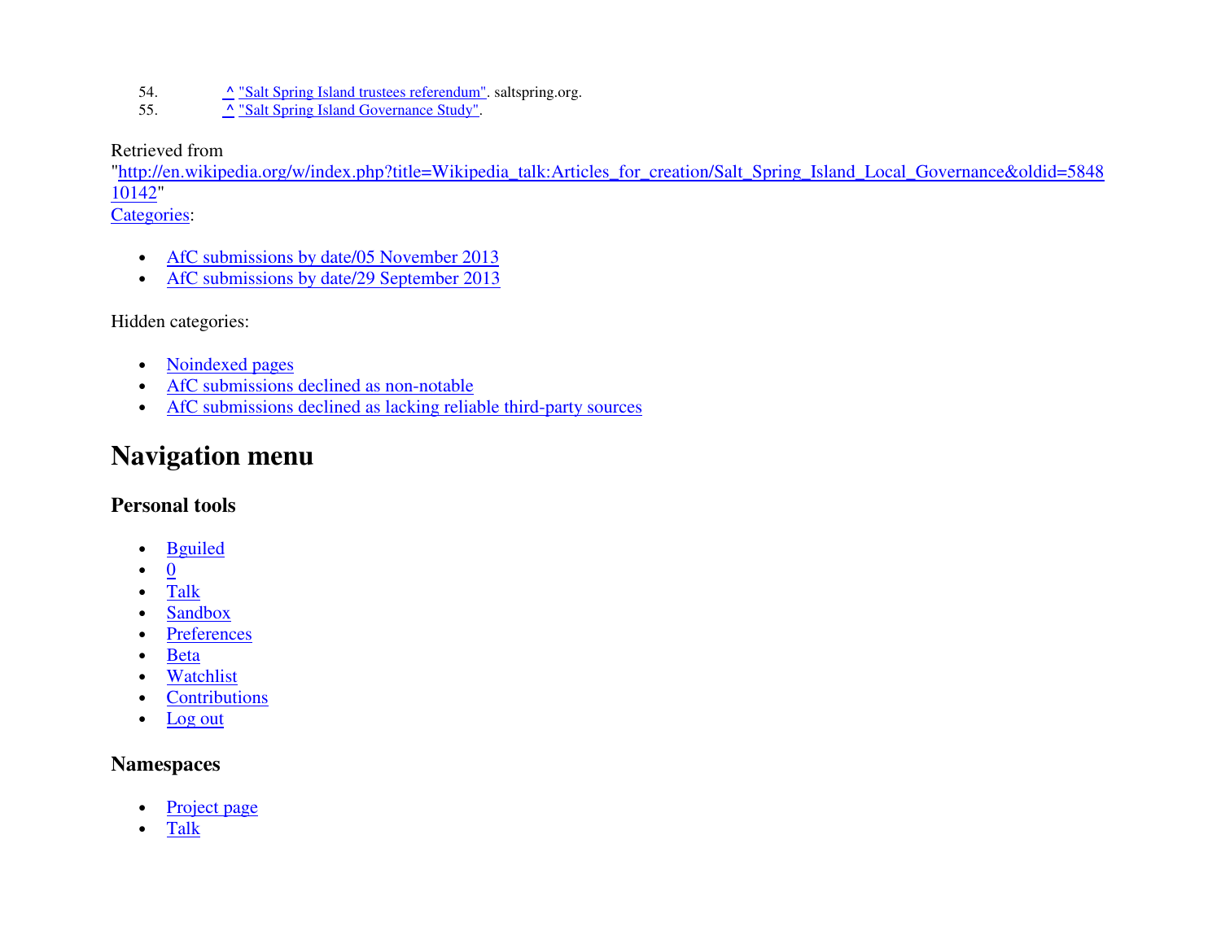54. ^ "Salt Spring Island trustees referendum". saltspring.org.
55. ^ "Salt Spring Island Governance Study".

Retrieved from "http://en.wikipedia.org/w/index.php?title=Wikipedia_talk:Articles_for_creation/Salt_Spring_Island_Local_Governance&oldid=584810142"

Categories:

- AfC submissions by date/05 November 2013
- AfC submissions by date/29 September 2013

Hidden categories:

- Noindexed pages
- AfC submissions declined as non-notable
- AfC submissions declined as lacking reliable third-party sources

# Navigation menu

### Personal tools

- Bguiled
- 0
- Talk
- Sandbox
- Preferences
- Beta
- Watchlist
- Contributions
- Log out

### Namespaces

- Project page
- Talk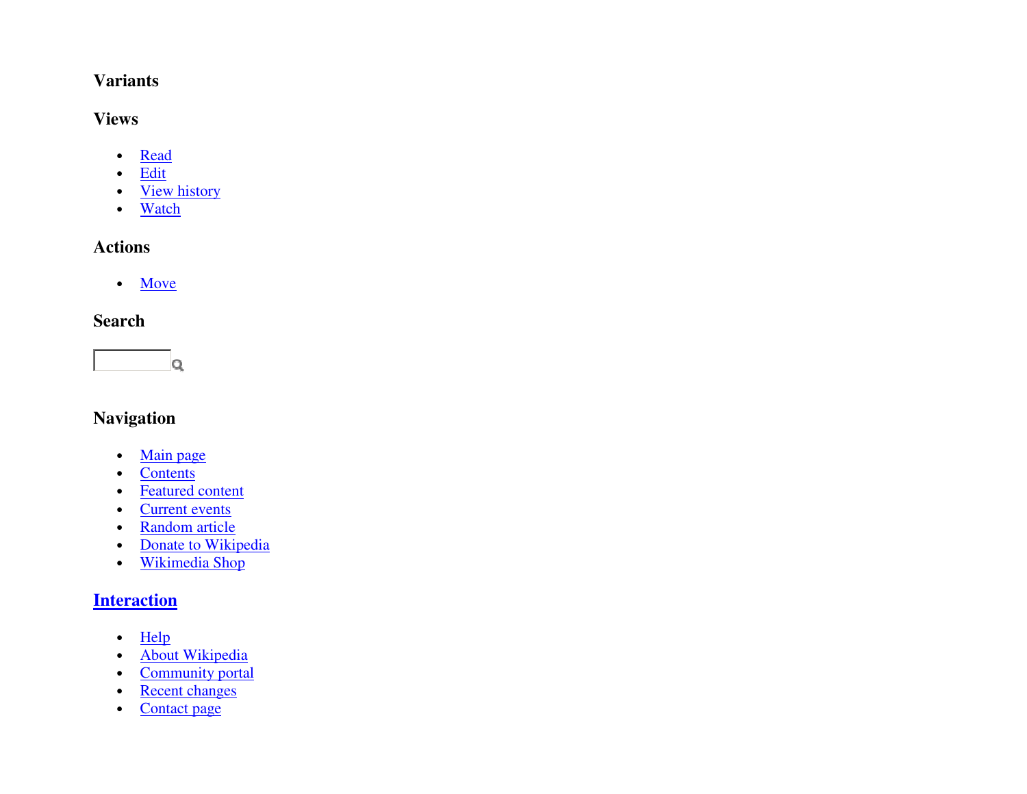### Variants

### Views

- Read
- Edit
- View history
- Watch

### Actions

- Move

### Search

### Navigation

- Main page
- Contents
- Featured content
- Current events
- Random article
- Donate to Wikipedia
- Wikimedia Shop

### Interaction

- Help
- About Wikipedia
- Community portal
- Recent changes
- Contact page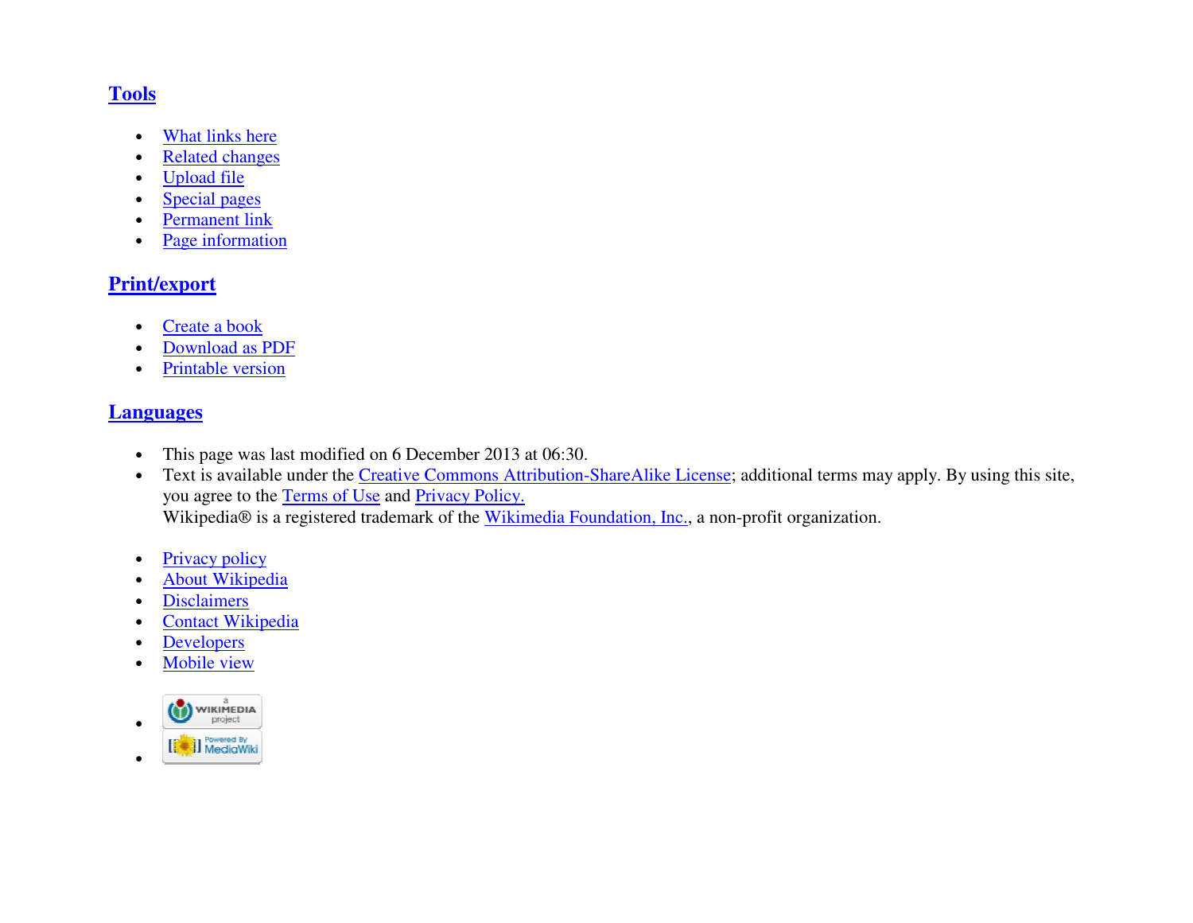## Tools

- What links here
- Related changes
- Upload file
- Special pages
- Permanent link
- Page information

## Print/export

- Create a book
- Download as PDF
- Printable version

## Languages

- This page was last modified on 6 December 2013 at 06:30.
- Text is available under the Creative Commons Attribution-ShareAlike License; additional terms may apply. By using this site, you agree to the Terms of Use and Privacy Policy.
  Wikipedia® is a registered trademark of the Wikimedia Foundation, Inc., a non-profit organization.

- Privacy policy
- About Wikipedia
- Disclaimers
- Contact Wikipedia
- Developers
- Mobile view

- a WIKIMEDIA project
- Powered By MediaWiki